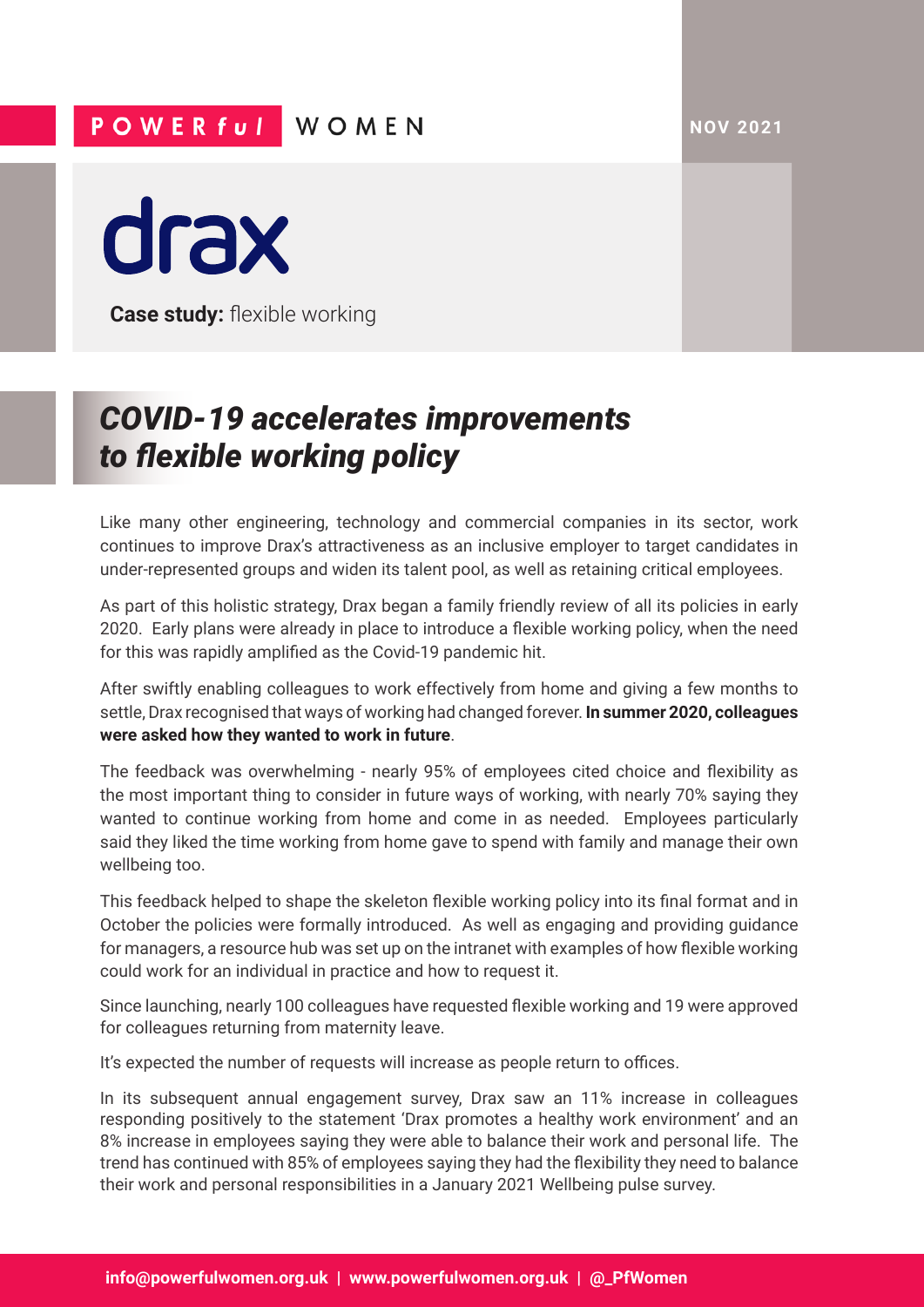POWERful WOMEN

NOV 2021

drax

**Case study:** flexible working

# *COVID-19 accelerates improvements to flexible working policy*

Like many other engineering, technology and commercial companies in its sector, work continues to improve Drax's attractiveness as an inclusive employer to target candidates in under-represented groups and widen its talent pool, as well as retaining critical employees.

As part of this holistic strategy, Drax began a family friendly review of all its policies in early 2020. Early plans were already in place to introduce a flexible working policy, when the need for this was rapidly amplified as the Covid-19 pandemic hit.

After swiftly enabling colleagues to work effectively from home and giving a few months to settle, Drax recognised that ways of working had changed forever. **In summer 2020, colleagues were asked how they wanted to work in future**.

The feedback was overwhelming - nearly 95% of employees cited choice and flexibility as the most important thing to consider in future ways of working, with nearly 70% saying they wanted to continue working from home and come in as needed. Employees particularly said they liked the time working from home gave to spend with family and manage their own wellbeing too.

This feedback helped to shape the skeleton flexible working policy into its final format and in October the policies were formally introduced. As well as engaging and providing guidance for managers, a resource hub was set up on the intranet with examples of how flexible working could work for an individual in practice and how to request it.

Since launching, nearly 100 colleagues have requested flexible working and 19 were approved for colleagues returning from maternity leave.

It's expected the number of requests will increase as people return to offices.

In its subsequent annual engagement survey, Drax saw an 11% increase in colleagues responding positively to the statement 'Drax promotes a healthy work environment' and an 8% increase in employees saying they were able to balance their work and personal life. The trend has continued with 85% of employees saying they had the flexibility they need to balance their work and personal responsibilities in a January 2021 Wellbeing pulse survey.

info@powerfulwomen.org.uk | www.powerfulwomen.org.uk | @_PfWomen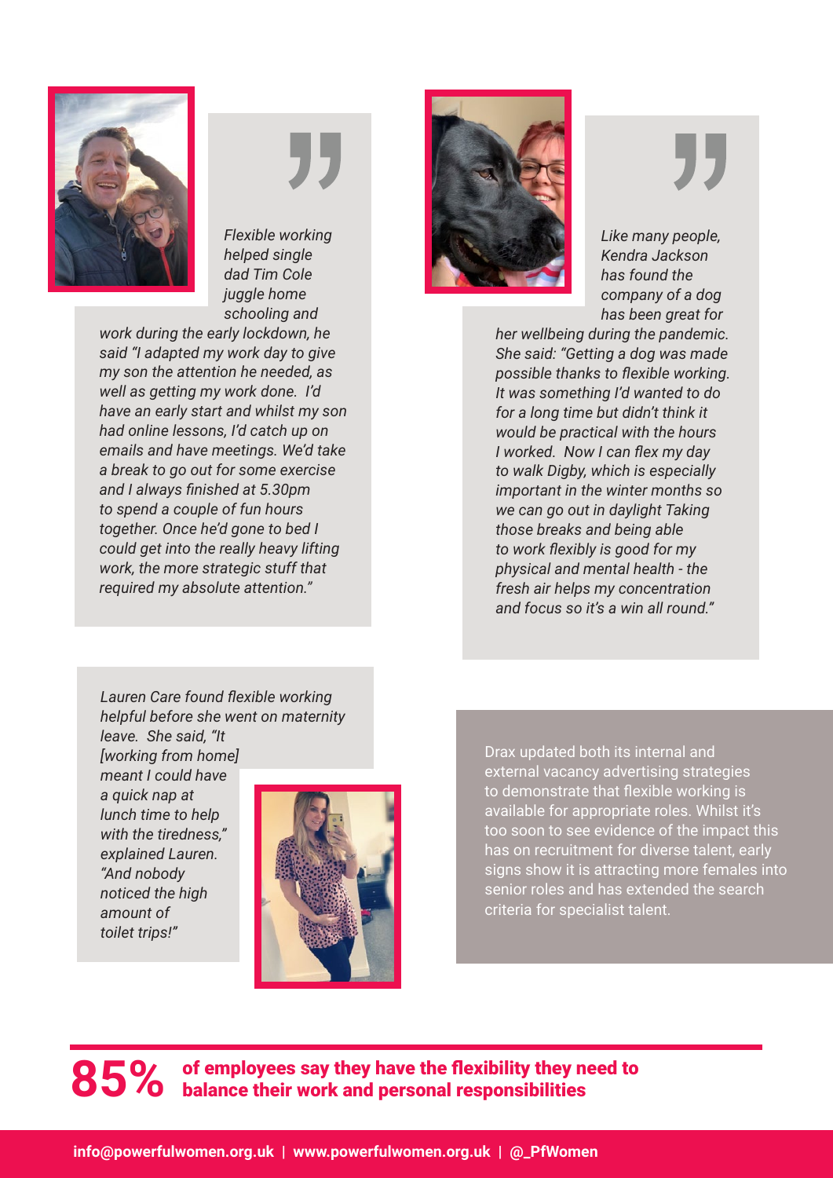*Flexible working helped single dad Tim Cole juggle home schooling and work during the early lockdown, he said "I adapted my work day to give my son the attention he needed, as well as getting my work done. I'd have an early start and whilst my son had online lessons, I'd catch up on emails and have meetings. We'd take a break to go out for some exercise and I always finished at 5.30pm to spend a couple of fun hours together. Once he'd gone to bed I could get into the really heavy lifting work, the more strategic stuff that required my absolute attention."*

*Like many people, Kendra Jackson has found the company of a dog has been great for her wellbeing during the pandemic. She said: "Getting a dog was made possible thanks to flexible working. It was something I'd wanted to do for a long time but didn't think it would be practical with the hours I worked. Now I can flex my day to walk Digby, which is especially important in the winter months so we can go out in daylight Taking those breaks and being able to work flexibly is good for my physical and mental health - the fresh air helps my concentration and focus so it's a win all round."*

*Lauren Care found flexible working helpful before she went on maternity leave. She said, "It [working from home] meant I could have a quick nap at lunch time to help with the tiredness," explained Lauren. "And nobody noticed the high amount of toilet trips!"*

Drax updated both its internal and external vacancy advertising strategies to demonstrate that flexible working is available for appropriate roles. Whilst it's too soon to see evidence of the impact this has on recruitment for diverse talent, early signs show it is attracting more females into senior roles and has extended the search criteria for specialist talent.

**85% of employees say they have the flexibility they need to balance their work and personal responsibilities**

**info@powerfulwomen.org.uk | www.powerfulwomen.org.uk | @_PfWomen**